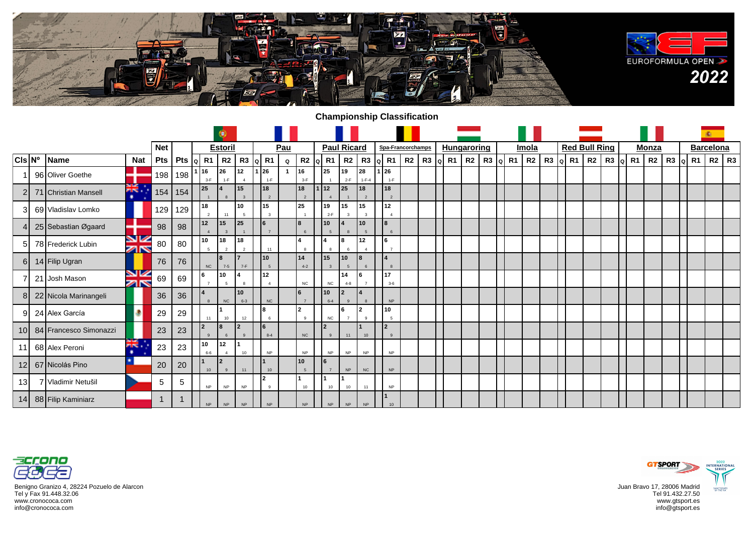# Championship Classification

| | | | | Net | | Estoril | | | | Pau | | | | Paul Ricard | | | | Spa-Francorchamps | | | | Hungaroring | | | | Imola | | | | Red Bull Ring | | | | Monza | | | | Barcelona | | | |
|---|---|---|---|---|---|---|---|---|---|---|---|---|---|---|---|---|---|---|---|---|---|---|---|---|---|---|---|---|---|---|---|---|---|---|---|---|---|---|---|---|---|
| Cls | Nº | Name | Nat | Pts | Pts | Q | R1 | R2 | R3 | Q | R1 | Q | R2 | Q | R1 | R2 | R3 | Q | R1 | R2 | R3 | Q | R1 | R2 | R3 | Q | R1 | R2 | R3 | Q | R1 | R2 | R3 | Q | R1 | R2 | R3 | Q | R1 | R2 | R3 |
| 1 | 96 | Oliver Goethe | | 198 | 198 | 1 | 16 (3-F) | 26 (1-F) | 12 (4) | 1 | 26 (1-F) | 1 | 16 (3-F) | | 25 (1) | 19 (2-F) | 28 (1-F-4) | 1 | 26 (1-F) | | | | | | | | | | | | | | | | | | | | | | |
| 2 | 71 | Christian Mansell | | 154 | 154 | | 25 (1) | 4 (8) | 15 (3) | | 18 (2) | | 18 (2) | 1 | 12 (4) | 25 (1) | 18 (2) | | 18 (2) | | | | | | | | | | | | | | | | | | | | | | |
| 3 | 69 | Vladislav Lomko | | 129 | 129 | | 18 (2) | (11) | 10 (5) | | 15 (3) | | 25 (1) | | 19 (2-F) | 15 (3) | 15 (3) | | 12 (4) | | | | | | | | | | | | | | | | | | | | | | |
| 4 | 25 | Sebastian Øgaard | | 98 | 98 | | 12 (4) | 15 (3) | 25 (1) | | 6 (7) | | 8 (6) | | 10 (5) | 4 (8) | 10 (5) | | 8 (6) | | | | | | | | | | | | | | | | | | | | | | |
| 5 | 78 | Frederick Lubin | | 80 | 80 | | 10 (5) | 18 (2) | 18 (2) | | (11) | | 4 (8) | | 4 (8) | 8 (6) | 12 (4) | | 6 (7) | | | | | | | | | | | | | | | | | | | | | | |
| 6 | 14 | Filip Ugran | | 76 | 76 | | NC | 8 (7-5) | 7 (7-F) | | 10 (5) | | 14 (4-2) | | 15 (3) | 10 (5) | 8 (6) | | 4 (8) | | | | | | | | | | | | | | | | | | | | | | |
| 7 | 21 | Josh Mason | | 69 | 69 | | 6 (7) | 10 (5) | 4 (8) | | 12 (4) | | NC | | NC | 14 (4-8) | 6 (7) | | 17 (3-6) | | | | | | | | | | | | | | | | | | | | | | |
| 8 | 22 | Nicola Marinangeli | | 36 | 36 | | 4 (8) | NC | 10 (6-3) | | NC | | 6 (7) | | 10 (6-4) | 2 (9) | 4 (8) | | NP | | | | | | | | | | | | | | | | | | | | | | |
| 9 | 24 | Alex García | | 29 | 29 | | (11) | 1 (10) | (12) | | 8 (6) | | 2 (9) | | NC | 6 (7) | 2 (9) | | 10 (5) | | | | | | | | | | | | | | | | | | | | | | |
| 10 | 84 | Francesco Simonazzi | | 23 | 23 | | 2 (9) | 8 (6) | 2 (9) | | 6 (8-4) | | NC | | 2 (9) | (11) | 1 (10) | | 2 (9) | | | | | | | | | | | | | | | | | | | | | | |
| 11 | 68 | Alex Peroni | | 23 | 23 | | 10 (6-6) | 12 (4) | 1 (10) | | NP | | NP | | NP | NP | NP | | NP | | | | | | | | | | | | | | | | | | | | | | |
| 12 | 67 | Nicolás Pino | | 20 | 20 | | 1 (10) | 2 (9) | (11) | | 1 (10) | | 10 (5) | | 6 (7) | NP | NC | | NP | | | | | | | | | | | | | | | | | | | | | | |
| 13 | 7 | Vladimir Netušil | | 5 | 5 | | NP | NP | NP | | 2 (9) | | 1 (10) | | 1 (10) | 1 (10) | (11) | | NP | | | | | | | | | | | | | | | | | | | | | | |
| 14 | 88 | Filip Kaminiarz | | 1 | 1 | | NP | NP | NP | | NP | | NP | | NP | NP | NP | | 1 (10) | | | | | | | | | | | | | | | | | | | | | | |

Benigno Granizo 4, 28224 Pozuelo de Alarcon
Tel y Fax 91.448.32.06
www.cronococa.com
info@cronococa.com

Juan Bravo 17, 28006 Madrid
Tel 91.432.27.50
www.gtsport.es
info@gtsport.es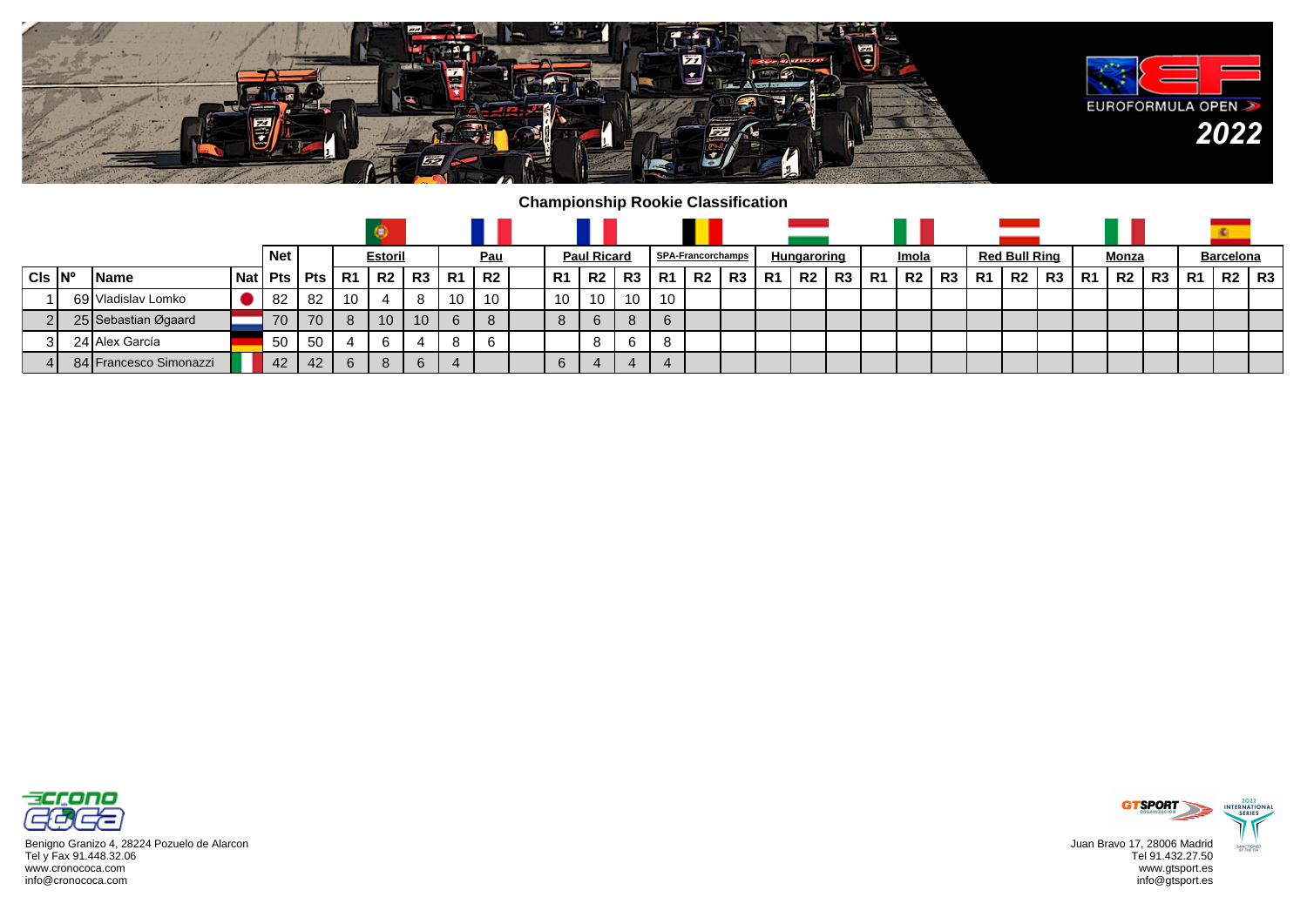**Championship Rookie Classification**

| | | | | Net | | Estoril | | | Pau | | | Paul Ricard | | | SPA-Francorchamps | | | Hungaroring | | | Imola | | | Red Bull Ring | | | Monza | | | Barcelona | | |
|---|---|---|---|---|---|---|---|---|---|---|---|---|---|---|---|---|---|---|---|---|---|---|---|---|---|---|---|---|---|---|---|---|
| Cls | Nº | Name | Nat | Pts | Pts | R1 | R2 | R3 | R1 | R2 | | R1 | R2 | R3 | R1 | R2 | R3 | R1 | R2 | R3 | R1 | R2 | R3 | R1 | R2 | R3 | R1 | R2 | R3 | R1 | R2 | R3 |
| 1 | 69 | Vladislav Lomko | | 82 | 82 | 10 | 4 | 8 | 10 | 10 | | 10 | 10 | 10 | 10 | | | | | | | | | | | | | | | | | |
| 2 | 25 | Sebastian Øgaard | | 70 | 70 | 8 | 10 | 10 | 6 | 8 | | 8 | 6 | 8 | 6 | | | | | | | | | | | | | | | | | |
| 3 | 24 | Alex García | | 50 | 50 | 4 | 6 | 4 | 8 | 6 | | | 8 | 6 | 8 | | | | | | | | | | | | | | | | | |
| 4 | 84 | Francesco Simonazzi | | 42 | 42 | 6 | 8 | 6 | 4 | | | 6 | 4 | 4 | 4 | | | | | | | | | | | | | | | | | |

Benigno Granizo 4, 28224 Pozuelo de Alarcon
Tel y Fax 91.448.32.06
www.cronococa.com
info@cronococa.com

Juan Bravo 17, 28006 Madrid
Tel 91.432.27.50
www.gtsport.es
info@gtsport.es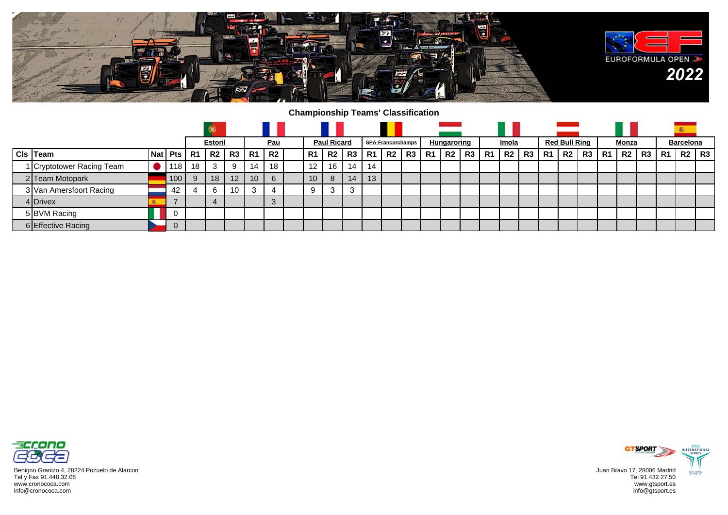## Championship Teams' Classification

| | | | | Estoril | | | Pau | | | Paul Ricard | | | SPA-Francorchamps | | | Hungaroring | | | Imola | | | Red Bull Ring | | | Monza | | | Barcelona | | |
|---|---|---|---|---|---|---|---|---|---|---|---|---|---|---|---|---|---|---|---|---|---|---|---|---|---|---|---|---|---|---|
| Cls | Team | Nat | Pts | R1 | R2 | R3 | R1 | R2 | | R1 | R2 | R3 | R1 | R2 | R3 | R1 | R2 | R3 | R1 | R2 | R3 | R1 | R2 | R3 | R1 | R2 | R3 | R1 | R2 | R3 |
| 1 | Cryptotower Racing Team | | 118 | 18 | 3 | 9 | 14 | 18 | | 12 | 16 | 14 | 14 | | | | | | | | | | | | | | | | | |
| 2 | Team Motopark | | 100 | 9 | 18 | 12 | 10 | 6 | | 10 | 8 | 14 | 13 | | | | | | | | | | | | | | | | | |
| 3 | Van Amersfoort Racing | | 42 | 4 | 6 | 10 | 3 | 4 | | 9 | 3 | 3 | | | | | | | | | | | | | | | | | | |
| 4 | Drivex | | 7 | | 4 | | | 3 | | | | | | | | | | | | | | | | | | | | | | |
| 5 | BVM Racing | | 0 | | | | | | | | | | | | | | | | | | | | | | | | | | | |
| 6 | Effective Racing | | 0 | | | | | | | | | | | | | | | | | | | | | | | | | | | |

Benigno Granizo 4, 28224 Pozuelo de Alarcon
Tel y Fax 91.448.32.06
www.cronococa.com
info@cronococa.com

Juan Bravo 17, 28006 Madrid
Tel 91.432.27.50
www.gtsport.es
info@gtsport.es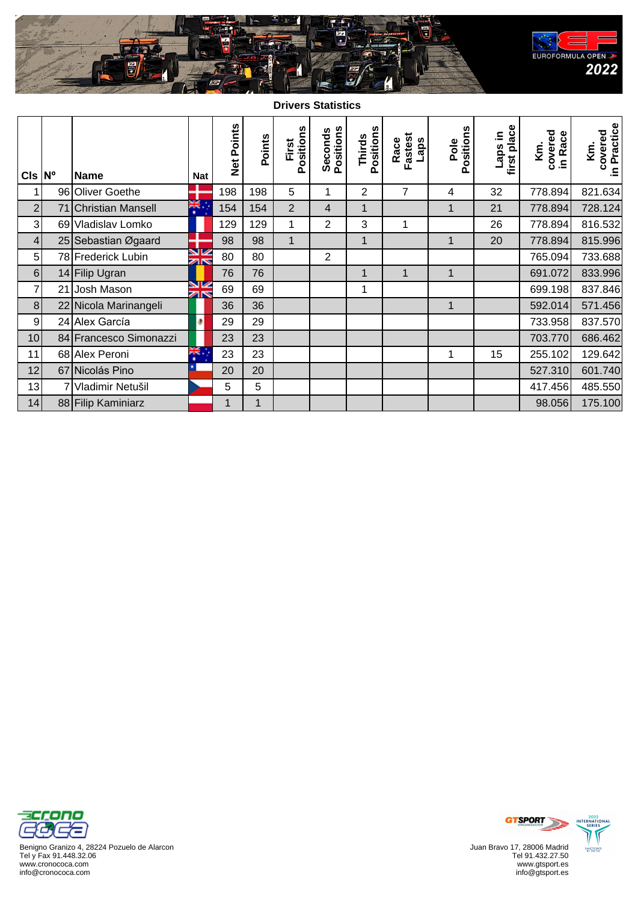## Drivers Statistics

| Cls | Nº | Name | Nat | Net Points | Points | First Positions | Seconds Positions | Thirds Positions | Race Fastest Laps | Pole Positions | Laps in first place | Km. covered in Race | Km. covered in Practice |
|---|---|---|---|---|---|---|---|---|---|---|---|---|---|
| 1 | 96 | Oliver Goethe | | 198 | 198 | 5 | 1 | 2 | 7 | 4 | 32 | 778.894 | 821.634 |
| 2 | 71 | Christian Mansell | | 154 | 154 | 2 | 4 | 1 | | 1 | 21 | 778.894 | 728.124 |
| 3 | 69 | Vladislav Lomko | | 129 | 129 | 1 | 2 | 3 | 1 | | 26 | 778.894 | 816.532 |
| 4 | 25 | Sebastian Øgaard | | 98 | 98 | 1 | | 1 | | 1 | 20 | 778.894 | 815.996 |
| 5 | 78 | Frederick Lubin | | 80 | 80 | | 2 | | | | | 765.094 | 733.688 |
| 6 | 14 | Filip Ugran | | 76 | 76 | | | 1 | 1 | 1 | | 691.072 | 833.996 |
| 7 | 21 | Josh Mason | | 69 | 69 | | | 1 | | | | 699.198 | 837.846 |
| 8 | 22 | Nicola Marinangeli | | 36 | 36 | | | | | 1 | | 592.014 | 571.456 |
| 9 | 24 | Alex García | | 29 | 29 | | | | | | | 733.958 | 837.570 |
| 10 | 84 | Francesco Simonazzi | | 23 | 23 | | | | | | | 703.770 | 686.462 |
| 11 | 68 | Alex Peroni | | 23 | 23 | | | | | 1 | 15 | 255.102 | 129.642 |
| 12 | 67 | Nicolás Pino | | 20 | 20 | | | | | | | 527.310 | 601.740 |
| 13 | 7 | Vladimir Netušil | | 5 | 5 | | | | | | | 417.456 | 485.550 |
| 14 | 88 | Filip Kaminiarz | | 1 | 1 | | | | | | | 98.056 | 175.100 |

Benigno Granizo 4, 28224 Pozuelo de Alarcon
Tel y Fax 91.448.32.06
www.cronococa.com
info@cronococa.com

Juan Bravo 17, 28006 Madrid
Tel 91.432.27.50
www.gtsport.es
info@gtsport.es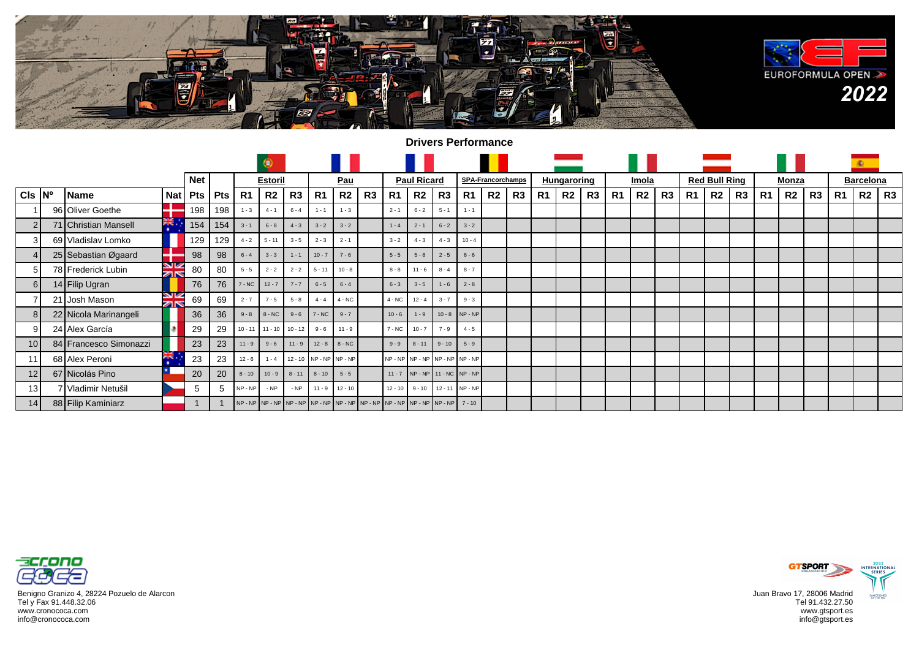## Drivers Performance

| | | | | Net | | Estoril | | | Pau | | | Paul Ricard | | | SPA-Francorchamps | | | Hungaroring | | | Imola | | | Red Bull Ring | | | Monza | | | Barcelona | | |
|---|---|---|---|---|---|---|---|---|---|---|---|---|---|---|---|---|---|---|---|---|---|---|---|---|---|---|---|---|---|---|---|---|
| Cls | Nº | Name | Nat | Pts | Pts | R1 | R2 | R3 | R1 | R2 | R3 | R1 | R2 | R3 | R1 | R2 | R3 | R1 | R2 | R3 | R1 | R2 | R3 | R1 | R2 | R3 | R1 | R2 | R3 | R1 | R2 | R3 |
| 1 | 96 | Oliver Goethe | | 198 | 198 | 1 - 3 | 4 - 1 | 6 - 4 | 1 - 1 | 1 - 3 | | 2 - 1 | 6 - 2 | 5 - 1 | 1 - 1 | | | | | | | | | | | | | | | | | |
| 2 | 71 | Christian Mansell | | 154 | 154 | 3 - 1 | 6 - 8 | 4 - 3 | 3 - 2 | 3 - 2 | | 1 - 4 | 2 - 1 | 6 - 2 | 3 - 2 | | | | | | | | | | | | | | | | | |
| 3 | 69 | Vladislav Lomko | | 129 | 129 | 4 - 2 | 5 - 11 | 3 - 5 | 2 - 3 | 2 - 1 | | 3 - 2 | 4 - 3 | 4 - 3 | 10 - 4 | | | | | | | | | | | | | | | | | |
| 4 | 25 | Sebastian Øgaard | | 98 | 98 | 6 - 4 | 3 - 3 | 1 - 1 | 10 - 7 | 7 - 6 | | 5 - 5 | 5 - 8 | 2 - 5 | 6 - 6 | | | | | | | | | | | | | | | | | |
| 5 | 78 | Frederick Lubin | | 80 | 80 | 5 - 5 | 2 - 2 | 2 - 2 | 5 - 11 | 10 - 8 | | 8 - 8 | 11 - 6 | 8 - 4 | 8 - 7 | | | | | | | | | | | | | | | | | |
| 6 | 14 | Filip Ugran | | 76 | 76 | 7 - NC | 12 - 7 | 7 - 7 | 6 - 5 | 6 - 4 | | 6 - 3 | 3 - 5 | 1 - 6 | 2 - 8 | | | | | | | | | | | | | | | | | |
| 7 | 21 | Josh Mason | | 69 | 69 | 2 - 7 | 7 - 5 | 5 - 8 | 4 - 4 | 4 - NC | | 4 - NC | 12 - 4 | 3 - 7 | 9 - 3 | | | | | | | | | | | | | | | | | |
| 8 | 22 | Nicola Marinangeli | | 36 | 36 | 9 - 8 | 8 - NC | 9 - 6 | 7 - NC | 9 - 7 | | 10 - 6 | 1 - 9 | 10 - 8 | NP - NP | | | | | | | | | | | | | | | | | |
| 9 | 24 | Alex García | | 29 | 29 | 10 - 11 | 11 - 10 | 10 - 12 | 9 - 6 | 11 - 9 | | 7 - NC | 10 - 7 | 7 - 9 | 4 - 5 | | | | | | | | | | | | | | | | | |
| 10 | 84 | Francesco Simonazzi | | 23 | 23 | 11 - 9 | 9 - 6 | 11 - 9 | 12 - 8 | 8 - NC | | 9 - 9 | 8 - 11 | 9 - 10 | 5 - 9 | | | | | | | | | | | | | | | | | |
| 11 | 68 | Alex Peroni | | 23 | 23 | 12 - 6 | 1 - 4 | 12 - 10 | NP - NP | NP - NP | | NP - NP | NP - NP | NP - NP | NP - NP | | | | | | | | | | | | | | | | | |
| 12 | 67 | Nicolás Pino | | 20 | 20 | 8 - 10 | 10 - 9 | 8 - 11 | 8 - 10 | 5 - 5 | | 11 - 7 | NP - NP | 11 - NC | NP - NP | | | | | | | | | | | | | | | | | |
| 13 | 7 | Vladimir Netušil | | 5 | 5 | NP - NP | - NP | - NP | 11 - 9 | 12 - 10 | | 12 - 10 | 9 - 10 | 12 - 11 | NP - NP | | | | | | | | | | | | | | | | | |
| 14 | 88 | Filip Kaminiarz | | 1 | 1 | NP - NP | NP - NP | NP - NP | NP - NP | NP - NP | NP - NP | NP - NP | NP - NP | NP - NP | 7 - 10 | | | | | | | | | | | | | | | | | |

Benigno Granizo 4, 28224 Pozuelo de Alarcon
Tel y Fax 91.448.32.06
www.cronococa.com
info@cronococa.com

Juan Bravo 17, 28006 Madrid
Tel 91.432.27.50
www.gtsport.es
info@gtsport.es